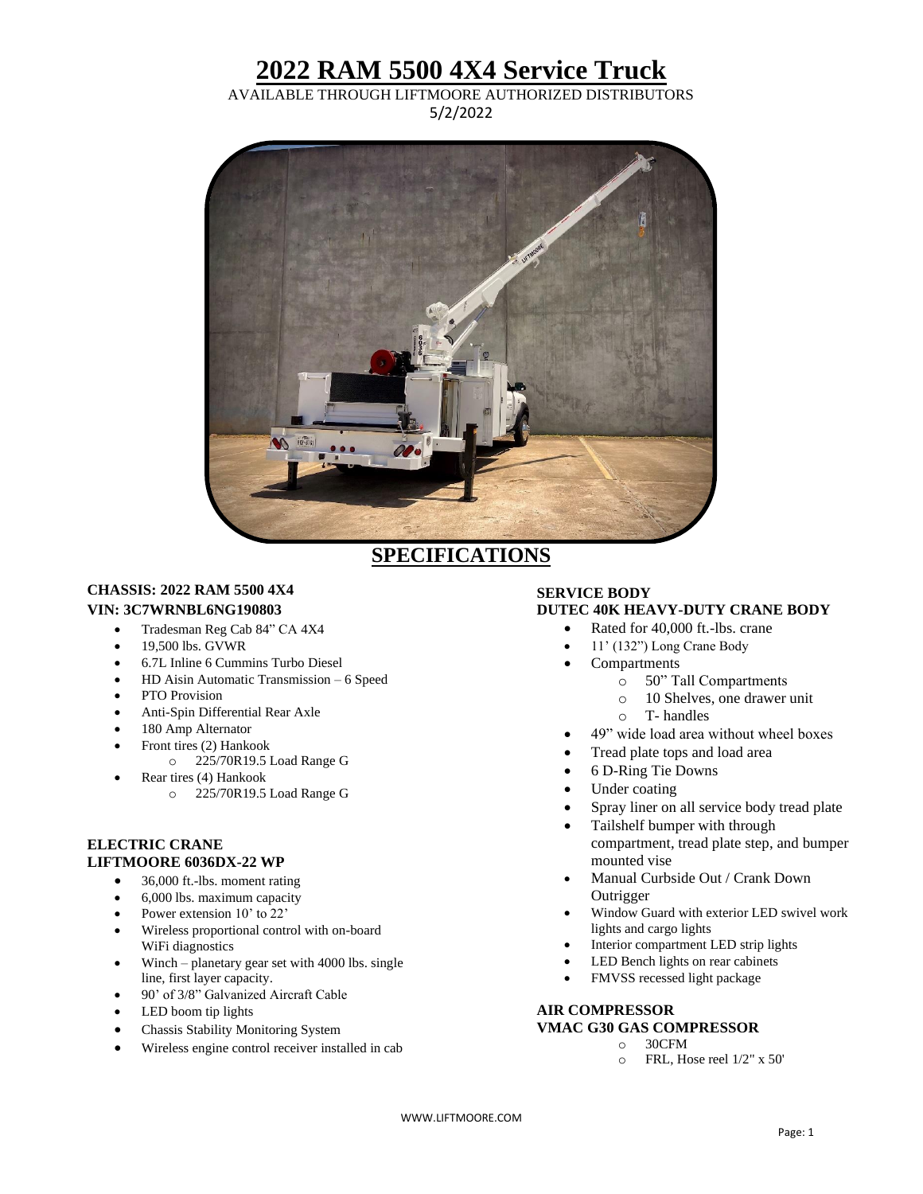# 2022 RAM 5500 4X4 Service Truck

AVAILABLE THROUGH LIFTMOORE AUTHORIZED DISTRIBUTORS
5/2/2022

## SPECIFICATIONS

### CHASSIS: 2022 RAM 5500 4X4
**VIN: 3C7WRNBL6NG190803**

- Tradesman Reg Cab 84" CA 4X4
- 19,500 lbs. GVWR
- 6.7L Inline 6 Cummins Turbo Diesel
- HD Aisin Automatic Transmission – 6 Speed
- PTO Provision
- Anti-Spin Differential Rear Axle
- 180 Amp Alternator
- Front tires (2) Hankook
  - 225/70R19.5 Load Range G
- Rear tires (4) Hankook
  - 225/70R19.5 Load Range G

### ELECTRIC CRANE
**LIFTMOORE 6036DX-22 WP**

- 36,000 ft.-lbs. moment rating
- 6,000 lbs. maximum capacity
- Power extension 10' to 22'
- Wireless proportional control with on-board WiFi diagnostics
- Winch – planetary gear set with 4000 lbs. single line, first layer capacity.
- 90' of 3/8" Galvanized Aircraft Cable
- LED boom tip lights
- Chassis Stability Monitoring System
- Wireless engine control receiver installed in cab

### SERVICE BODY
**DUTEC 40K HEAVY-DUTY CRANE BODY**

- Rated for 40,000 ft.-lbs. crane
- 11' (132") Long Crane Body
- Compartments
  - 50" Tall Compartments
  - 10 Shelves, one drawer unit
  - T- handles
- 49" wide load area without wheel boxes
- Tread plate tops and load area
- 6 D-Ring Tie Downs
- Under coating
- Spray liner on all service body tread plate
- Tailshelf bumper with through compartment, tread plate step, and bumper mounted vise
- Manual Curbside Out / Crank Down Outrigger
- Window Guard with exterior LED swivel work lights and cargo lights
- Interior compartment LED strip lights
- LED Bench lights on rear cabinets
- FMVSS recessed light package

### AIR COMPRESSOR
**VMAC G30 GAS COMPRESSOR**

- 30CFM
- FRL, Hose reel 1/2" x 50'

WWW.LIFTMOORE.COM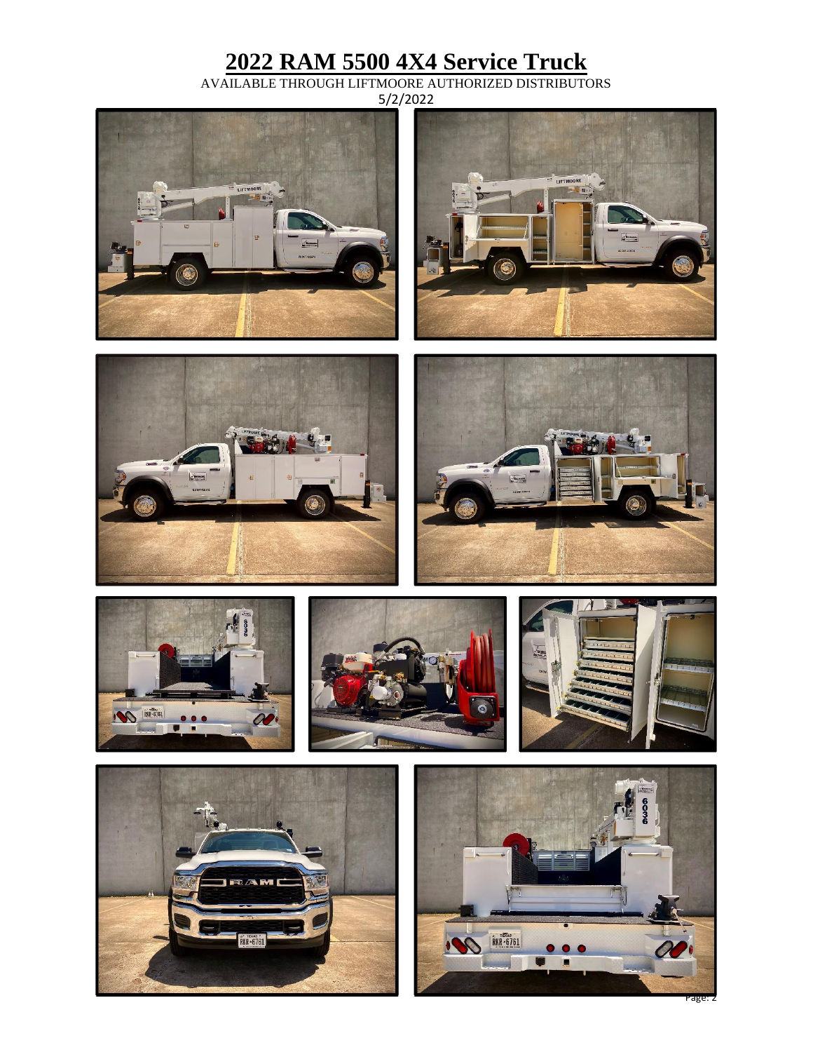# 2022 RAM 5500 4X4 Service Truck

AVAILABLE THROUGH LIFTMOORE AUTHORIZED DISTRIBUTORS

5/2/2022